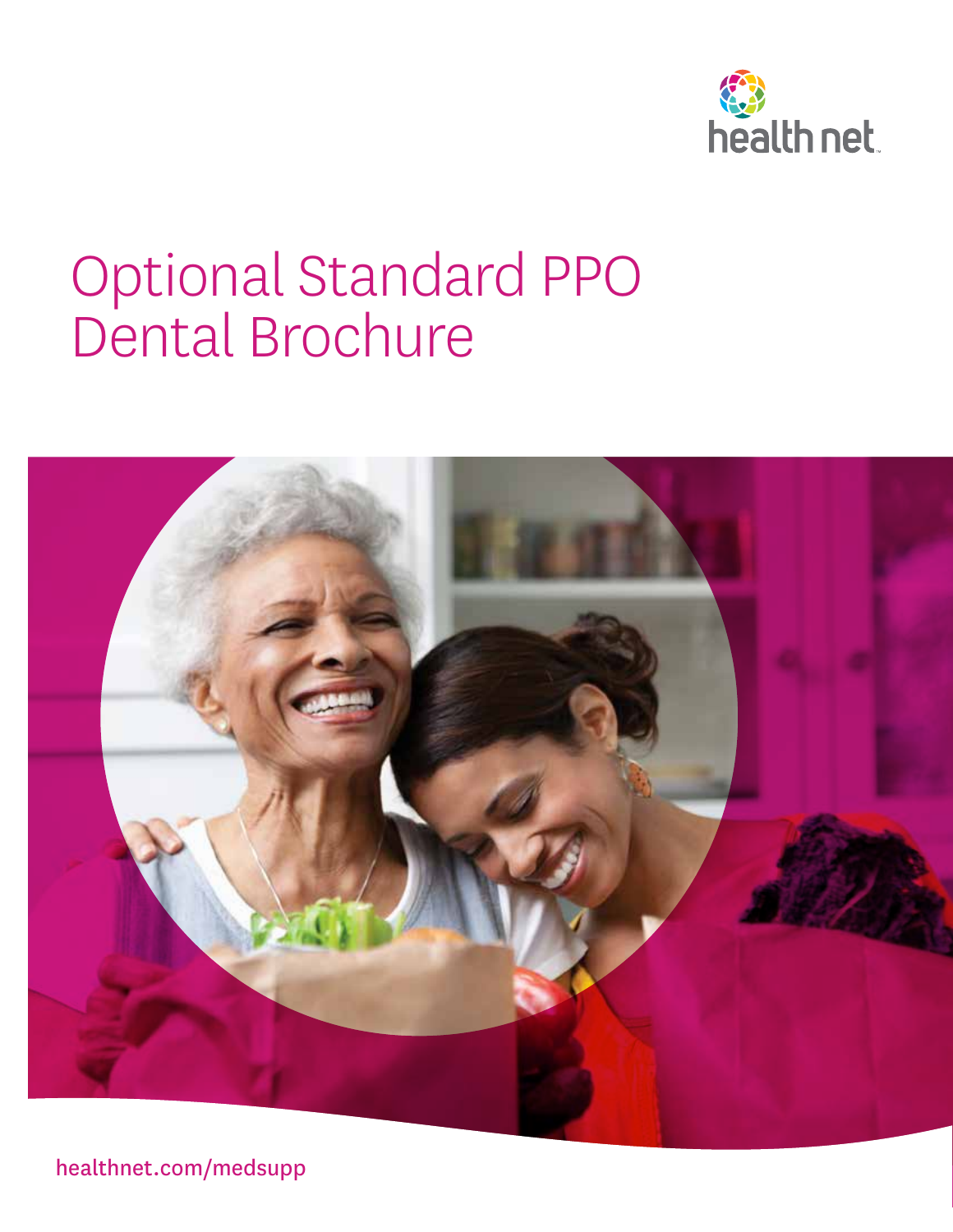health net

# Optional Standard PPO Dental Brochure

healthnet.com/medsupp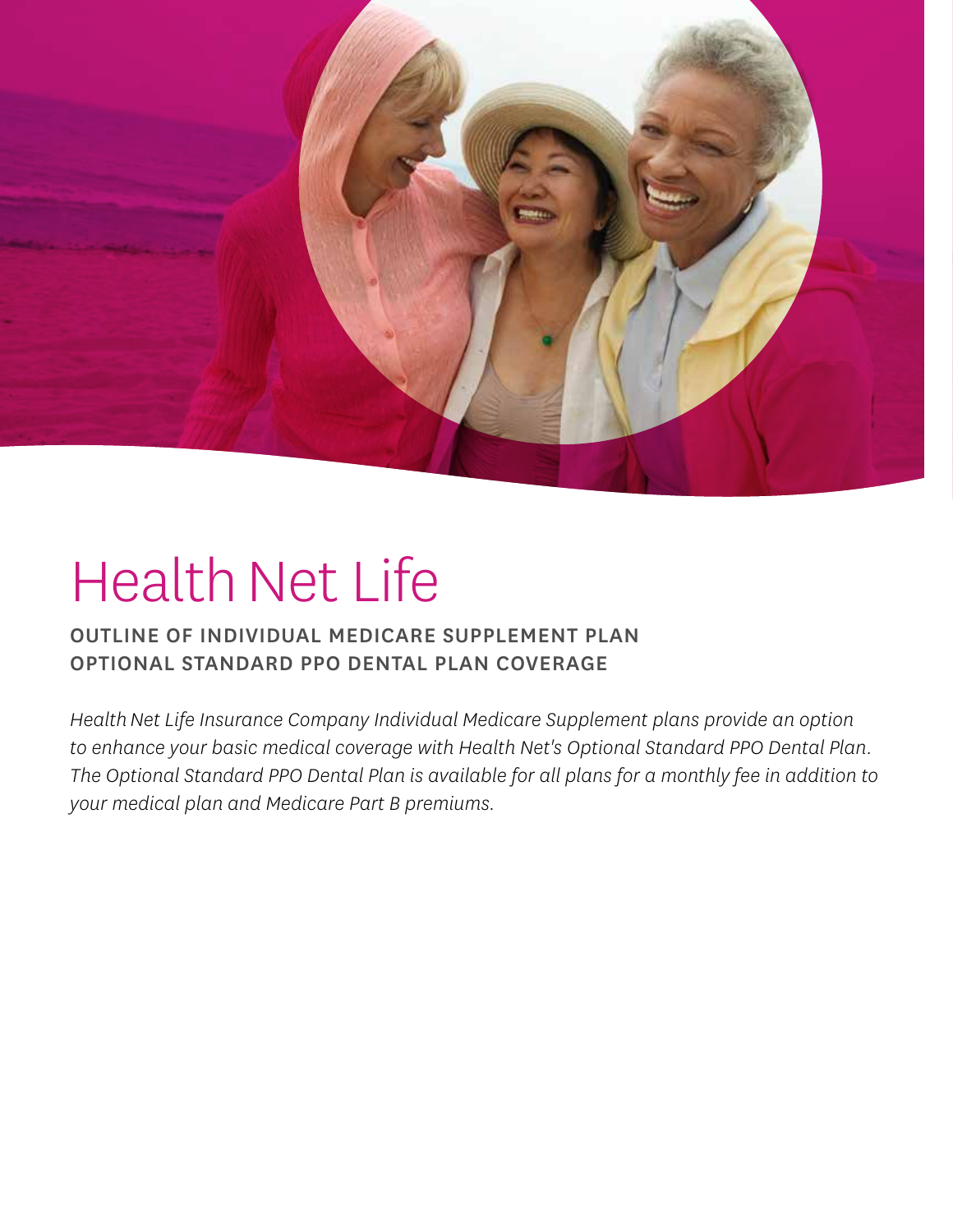# Health Net Life

## OUTLINE OF INDIVIDUAL MEDICARE SUPPLEMENT PLAN OPTIONAL STANDARD PPO DENTAL PLAN COVERAGE

*Health Net Life Insurance Company Individual Medicare Supplement plans provide an option to enhance your basic medical coverage with Health Net's Optional Standard PPO Dental Plan. The Optional Standard PPO Dental Plan is available for all plans for a monthly fee in addition to your medical plan and Medicare Part B premiums.*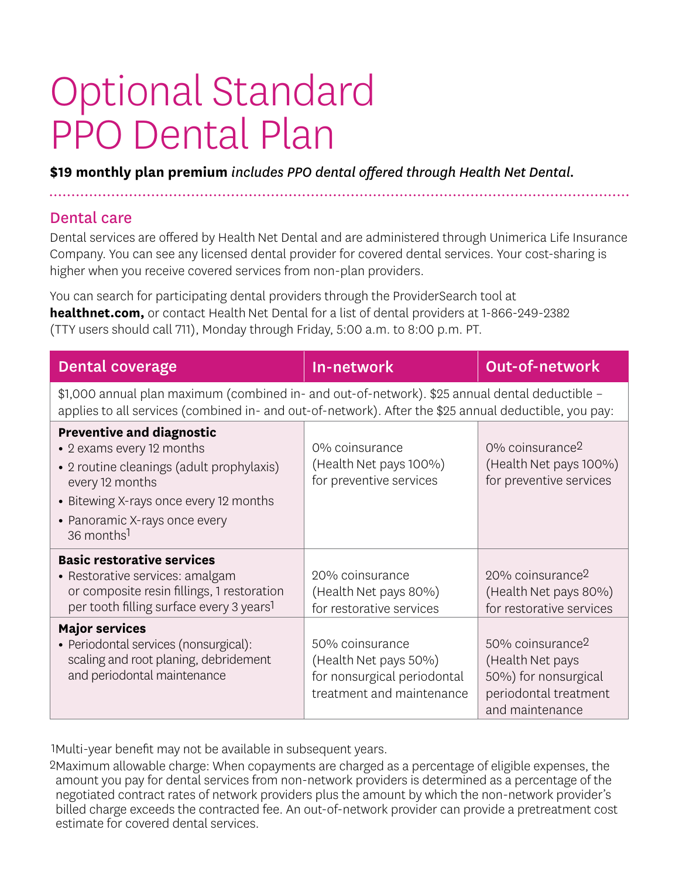# Optional Standard PPO Dental Plan

**$19 monthly plan premium** *includes PPO dental offered through Health Net Dental.*

## Dental care

Dental services are offered by Health Net Dental and are administered through Unimerica Life Insurance Company. You can see any licensed dental provider for covered dental services. Your cost-sharing is higher when you receive covered services from non-plan providers.

You can search for participating dental providers through the ProviderSearch tool at **healthnet.com,** or contact Health Net Dental for a list of dental providers at 1-866-249-2382 (TTY users should call 711), Monday through Friday, 5:00 a.m. to 8:00 p.m. PT.

| Dental coverage | In-network | Out-of-network |
|---|---|---|
| $1,000 annual plan maximum (combined in- and out-of-network). $25 annual dental deductible – applies to all services (combined in- and out-of-network). After the $25 annual deductible, you pay: | | |
| **Preventive and diagnostic**<br>• 2 exams every 12 months<br>• 2 routine cleanings (adult prophylaxis) every 12 months<br>• Bitewing X-rays once every 12 months<br>• Panoramic X-rays once every 36 months[1] | 0% coinsurance (Health Net pays 100%) for preventive services | 0% coinsurance[2] (Health Net pays 100%) for preventive services |
| **Basic restorative services**<br>• Restorative services: amalgam or composite resin fillings, 1 restoration per tooth filling surface every 3 years[1] | 20% coinsurance (Health Net pays 80%) for restorative services | 20% coinsurance[2] (Health Net pays 80%) for restorative services |
| **Major services**<br>• Periodontal services (nonsurgical): scaling and root planing, debridement and periodontal maintenance | 50% coinsurance (Health Net pays 50%) for nonsurgical periodontal treatment and maintenance | 50% coinsurance[2] (Health Net pays 50%) for nonsurgical periodontal treatment and maintenance |

[1]Multi-year benefit may not be available in subsequent years.

[2]Maximum allowable charge: When copayments are charged as a percentage of eligible expenses, the amount you pay for dental services from non-network providers is determined as a percentage of the negotiated contract rates of network providers plus the amount by which the non-network provider's billed charge exceeds the contracted fee. An out-of-network provider can provide a pretreatment cost estimate for covered dental services.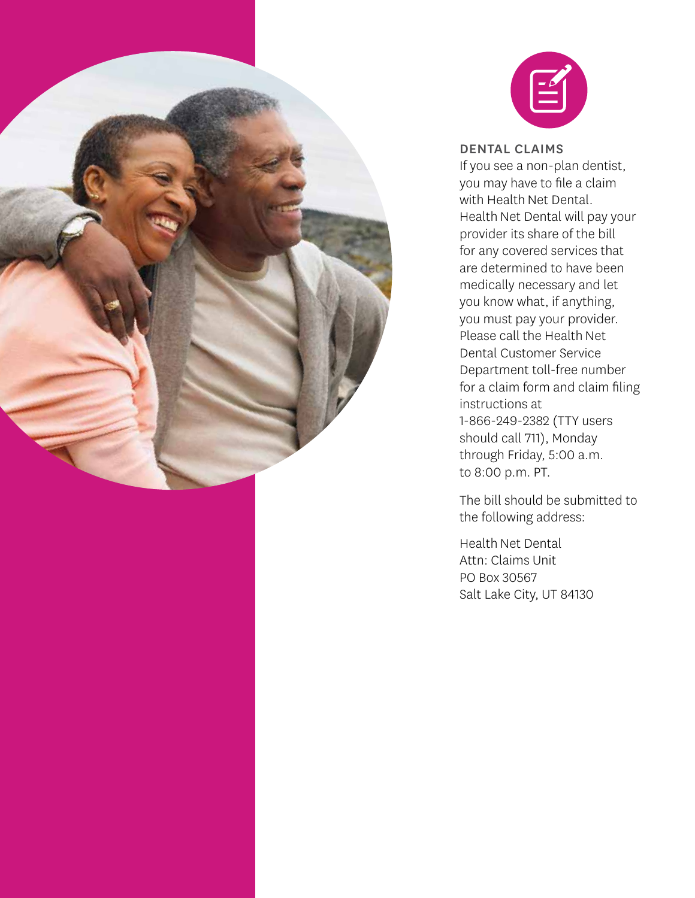## DENTAL CLAIMS

If you see a non-plan dentist, you may have to file a claim with Health Net Dental. Health Net Dental will pay your provider its share of the bill for any covered services that are determined to have been medically necessary and let you know what, if anything, you must pay your provider. Please call the Health Net Dental Customer Service Department toll-free number for a claim form and claim filing instructions at 1-866-249-2382 (TTY users should call 711), Monday through Friday, 5:00 a.m. to 8:00 p.m. PT.

The bill should be submitted to the following address:

Health Net Dental
Attn: Claims Unit
PO Box 30567
Salt Lake City, UT 84130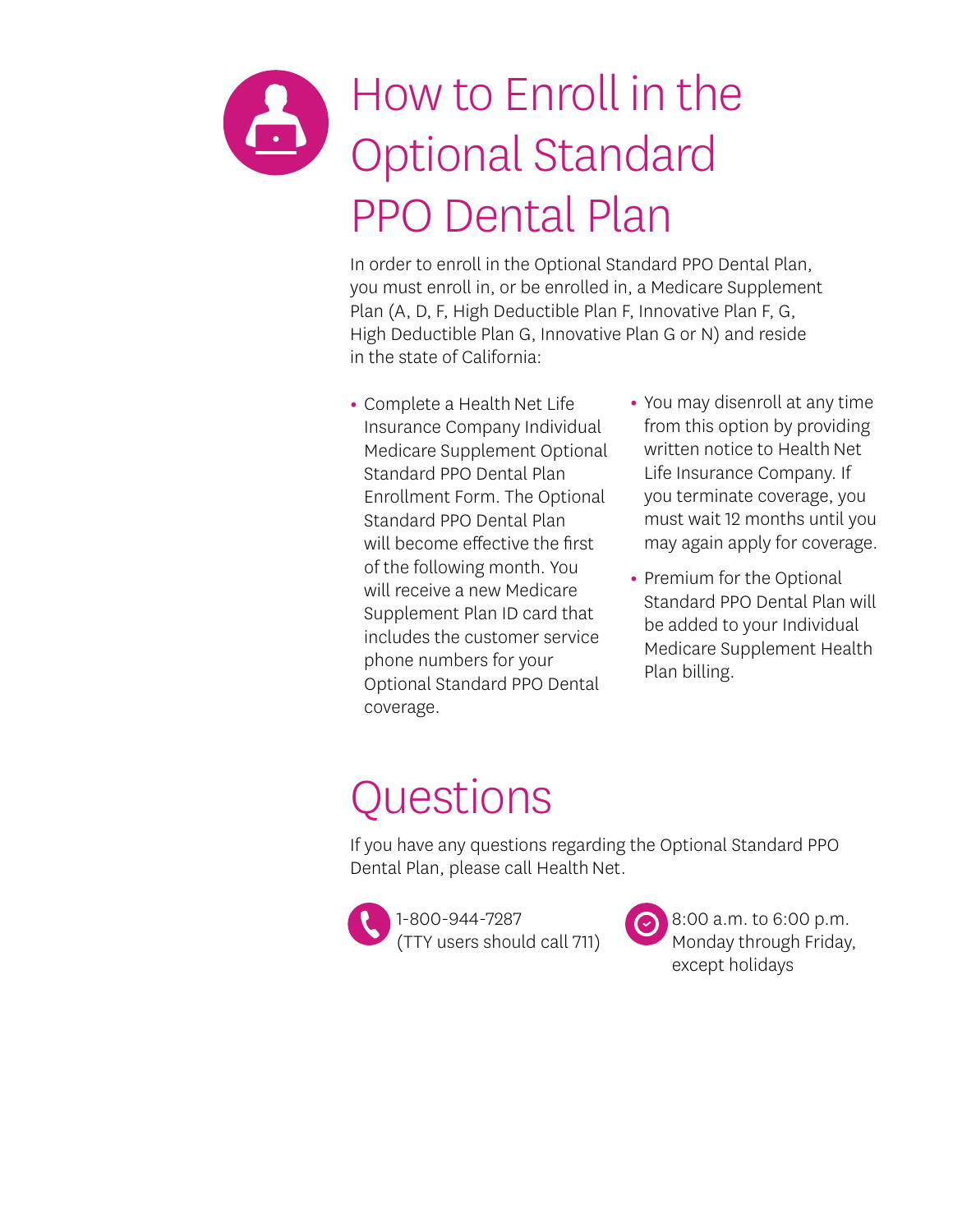# How to Enroll in the Optional Standard PPO Dental Plan

In order to enroll in the Optional Standard PPO Dental Plan, you must enroll in, or be enrolled in, a Medicare Supplement Plan (A, D, F, High Deductible Plan F, Innovative Plan F, G, High Deductible Plan G, Innovative Plan G or N) and reside in the state of California:

- Complete a Health Net Life Insurance Company Individual Medicare Supplement Optional Standard PPO Dental Plan Enrollment Form. The Optional Standard PPO Dental Plan will become effective the first of the following month. You will receive a new Medicare Supplement Plan ID card that includes the customer service phone numbers for your Optional Standard PPO Dental coverage.
- You may disenroll at any time from this option by providing written notice to Health Net Life Insurance Company. If you terminate coverage, you must wait 12 months until you may again apply for coverage.
- Premium for the Optional Standard PPO Dental Plan will be added to your Individual Medicare Supplement Health Plan billing.

# Questions

If you have any questions regarding the Optional Standard PPO Dental Plan, please call Health Net.

1-800-944-7287
(TTY users should call 711)

8:00 a.m. to 6:00 p.m.
Monday through Friday, except holidays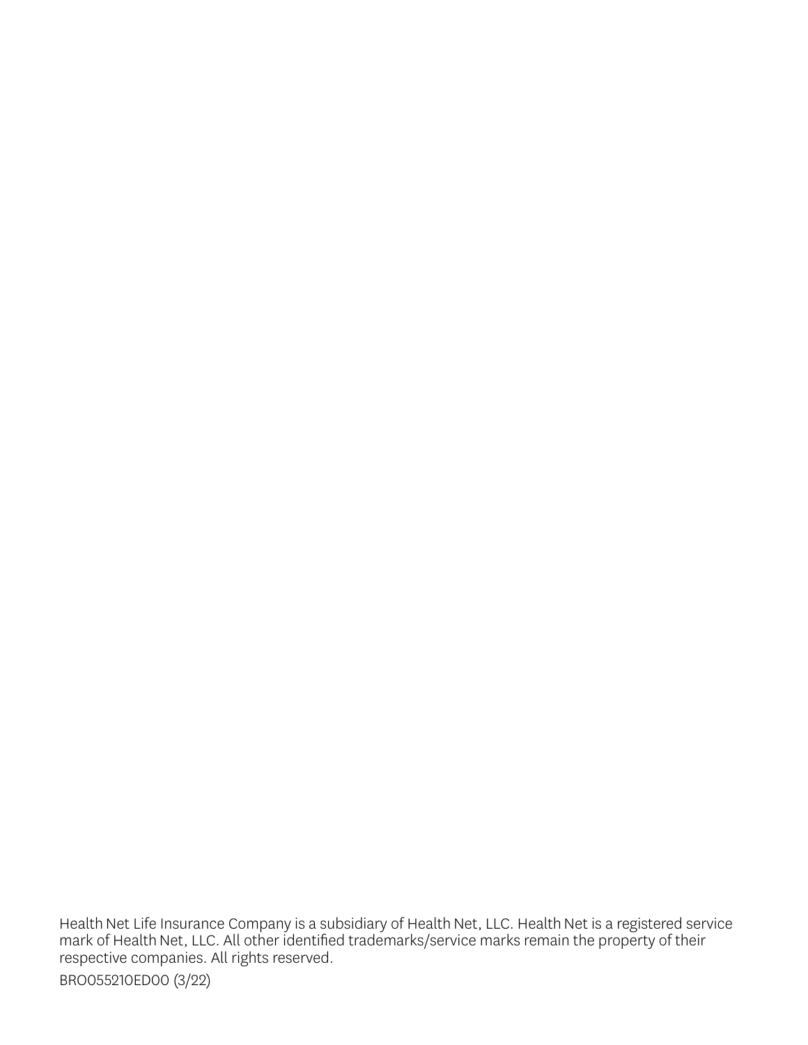Health Net Life Insurance Company is a subsidiary of Health Net, LLC. Health Net is a registered service mark of Health Net, LLC. All other identified trademarks/service marks remain the property of their respective companies. All rights reserved.

BRO055210ED00 (3/22)